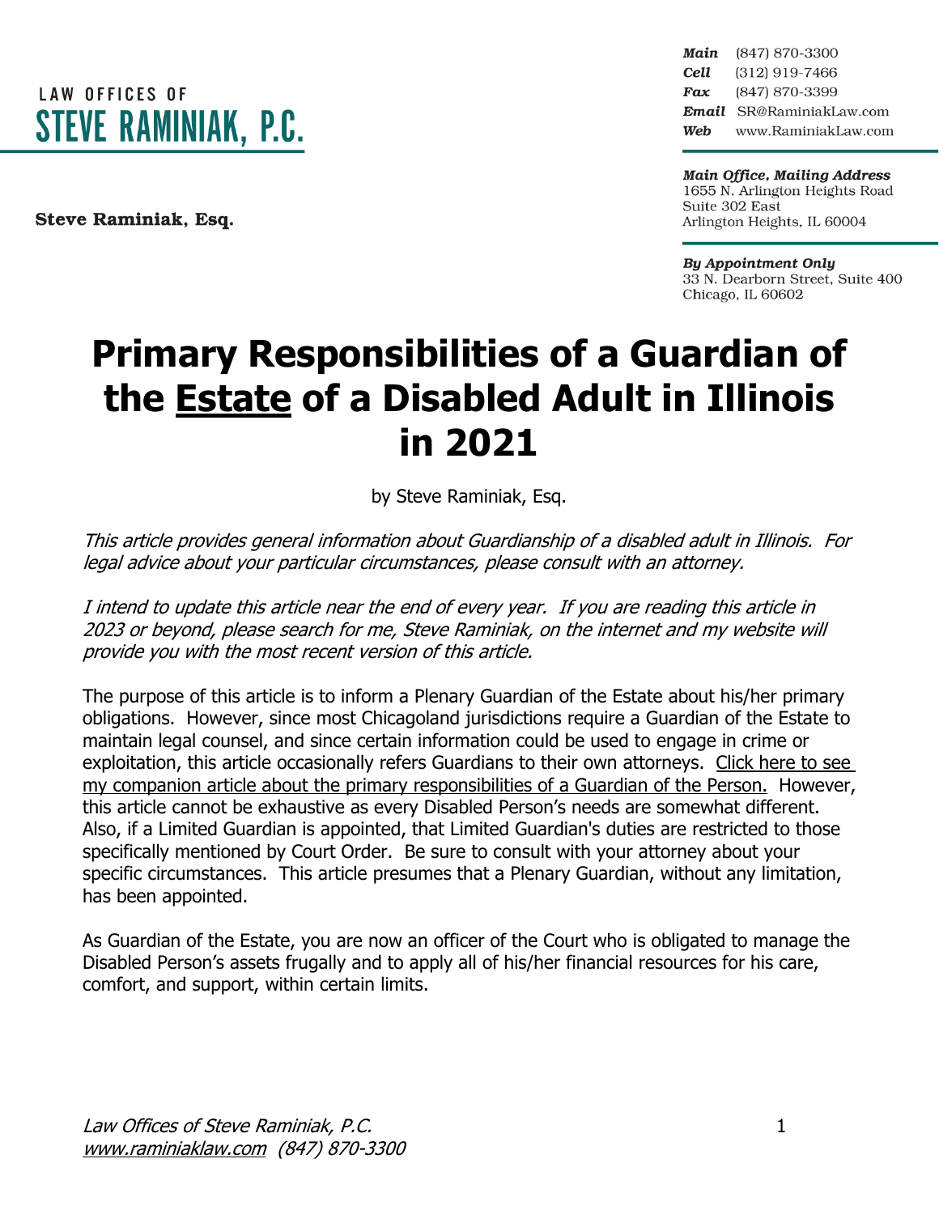LAW OFFICES OF
**STEVE RAMINIAK, P.C.**

**Steve Raminiak, Esq.**

***Main*** (847) 870-3300
***Cell*** (312) 919-7466
***Fax*** (847) 870-3399
***Email*** SR@RaminiakLaw.com
***Web*** www.RaminiakLaw.com

***Main Office, Mailing Address***
1655 N. Arlington Heights Road
Suite 302 East
Arlington Heights, IL 60004

***By Appointment Only***
33 N. Dearborn Street, Suite 400
Chicago, IL 60602

# Primary Responsibilities of a Guardian of the Estate of a Disabled Adult in Illinois in 2021

by Steve Raminiak, Esq.

*This article provides general information about Guardianship of a disabled adult in Illinois. For legal advice about your particular circumstances, please consult with an attorney.*

*I intend to update this article near the end of every year. If you are reading this article in 2023 or beyond, please search for me, Steve Raminiak, on the internet and my website will provide you with the most recent version of this article.*

The purpose of this article is to inform a Plenary Guardian of the Estate about his/her primary obligations. However, since most Chicagoland jurisdictions require a Guardian of the Estate to maintain legal counsel, and since certain information could be used to engage in crime or exploitation, this article occasionally refers Guardians to their own attorneys. Click here to see my companion article about the primary responsibilities of a Guardian of the Person. However, this article cannot be exhaustive as every Disabled Person's needs are somewhat different. Also, if a Limited Guardian is appointed, that Limited Guardian's duties are restricted to those specifically mentioned by Court Order. Be sure to consult with your attorney about your specific circumstances. This article presumes that a Plenary Guardian, without any limitation, has been appointed.

As Guardian of the Estate, you are now an officer of the Court who is obligated to manage the Disabled Person's assets frugally and to apply all of his/her financial resources for his care, comfort, and support, within certain limits.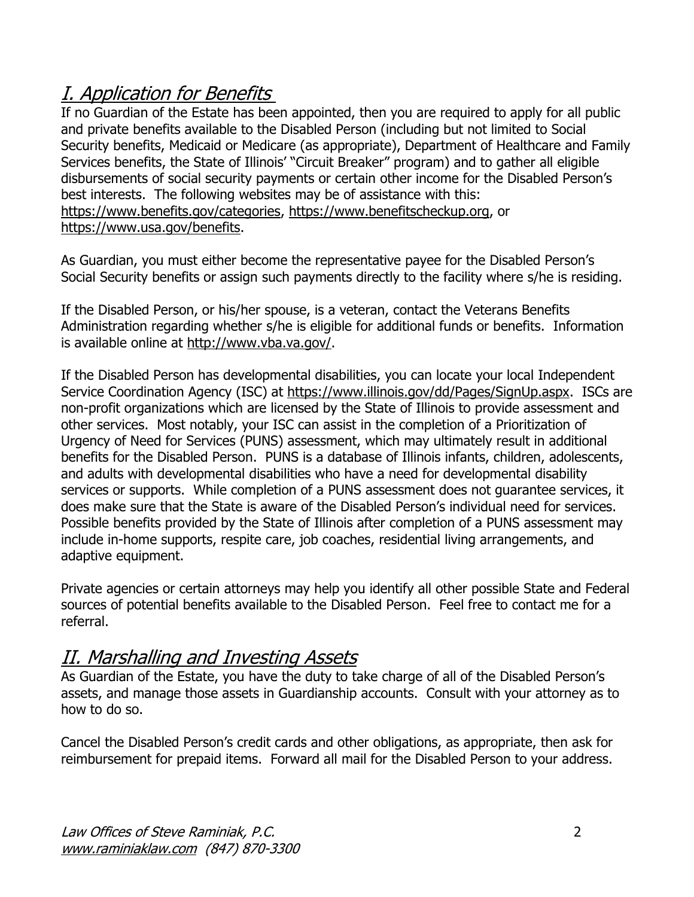## *I. Application for Benefits*

If no Guardian of the Estate has been appointed, then you are required to apply for all public and private benefits available to the Disabled Person (including but not limited to Social Security benefits, Medicaid or Medicare (as appropriate), Department of Healthcare and Family Services benefits, the State of Illinois' "Circuit Breaker" program) and to gather all eligible disbursements of social security payments or certain other income for the Disabled Person's best interests. The following websites may be of assistance with this: https://www.benefits.gov/categories, https://www.benefitscheckup.org, or https://www.usa.gov/benefits.

As Guardian, you must either become the representative payee for the Disabled Person's Social Security benefits or assign such payments directly to the facility where s/he is residing.

If the Disabled Person, or his/her spouse, is a veteran, contact the Veterans Benefits Administration regarding whether s/he is eligible for additional funds or benefits. Information is available online at http://www.vba.va.gov/.

If the Disabled Person has developmental disabilities, you can locate your local Independent Service Coordination Agency (ISC) at https://www.illinois.gov/dd/Pages/SignUp.aspx. ISCs are non-profit organizations which are licensed by the State of Illinois to provide assessment and other services. Most notably, your ISC can assist in the completion of a Prioritization of Urgency of Need for Services (PUNS) assessment, which may ultimately result in additional benefits for the Disabled Person. PUNS is a database of Illinois infants, children, adolescents, and adults with developmental disabilities who have a need for developmental disability services or supports. While completion of a PUNS assessment does not guarantee services, it does make sure that the State is aware of the Disabled Person's individual need for services. Possible benefits provided by the State of Illinois after completion of a PUNS assessment may include in-home supports, respite care, job coaches, residential living arrangements, and adaptive equipment.

Private agencies or certain attorneys may help you identify all other possible State and Federal sources of potential benefits available to the Disabled Person. Feel free to contact me for a referral.

## *II. Marshalling and Investing Assets*

As Guardian of the Estate, you have the duty to take charge of all of the Disabled Person's assets, and manage those assets in Guardianship accounts. Consult with your attorney as to how to do so.

Cancel the Disabled Person's credit cards and other obligations, as appropriate, then ask for reimbursement for prepaid items. Forward all mail for the Disabled Person to your address.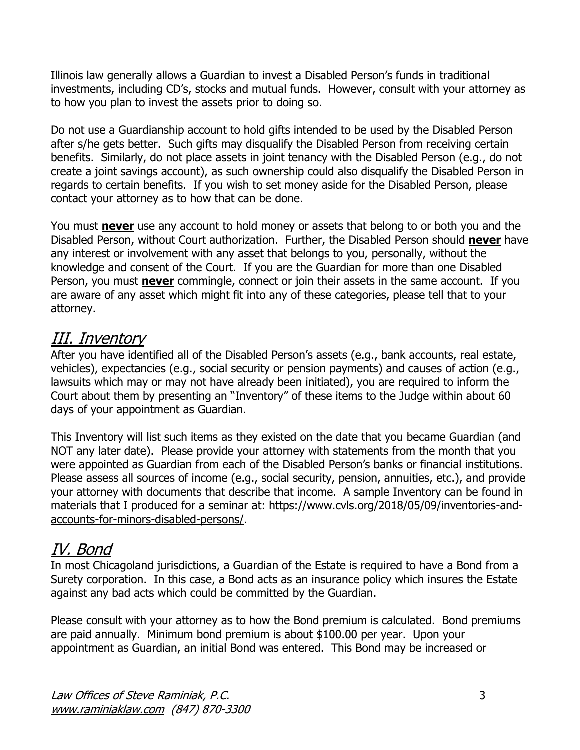Illinois law generally allows a Guardian to invest a Disabled Person's funds in traditional investments, including CD's, stocks and mutual funds. However, consult with your attorney as to how you plan to invest the assets prior to doing so.

Do not use a Guardianship account to hold gifts intended to be used by the Disabled Person after s/he gets better. Such gifts may disqualify the Disabled Person from receiving certain benefits. Similarly, do not place assets in joint tenancy with the Disabled Person (e.g., do not create a joint savings account), as such ownership could also disqualify the Disabled Person in regards to certain benefits. If you wish to set money aside for the Disabled Person, please contact your attorney as to how that can be done.

You must **never** use any account to hold money or assets that belong to or both you and the Disabled Person, without Court authorization. Further, the Disabled Person should **never** have any interest or involvement with any asset that belongs to you, personally, without the knowledge and consent of the Court. If you are the Guardian for more than one Disabled Person, you must **never** commingle, connect or join their assets in the same account. If you are aware of any asset which might fit into any of these categories, please tell that to your attorney.

## *III. Inventory*

After you have identified all of the Disabled Person's assets (e.g., bank accounts, real estate, vehicles), expectancies (e.g., social security or pension payments) and causes of action (e.g., lawsuits which may or may not have already been initiated), you are required to inform the Court about them by presenting an "Inventory" of these items to the Judge within about 60 days of your appointment as Guardian.

This Inventory will list such items as they existed on the date that you became Guardian (and NOT any later date). Please provide your attorney with statements from the month that you were appointed as Guardian from each of the Disabled Person's banks or financial institutions. Please assess all sources of income (e.g., social security, pension, annuities, etc.), and provide your attorney with documents that describe that income. A sample Inventory can be found in materials that I produced for a seminar at: https://www.cvls.org/2018/05/09/inventories-and-accounts-for-minors-disabled-persons/.

## *IV. Bond*

In most Chicagoland jurisdictions, a Guardian of the Estate is required to have a Bond from a Surety corporation. In this case, a Bond acts as an insurance policy which insures the Estate against any bad acts which could be committed by the Guardian.

Please consult with your attorney as to how the Bond premium is calculated. Bond premiums are paid annually. Minimum bond premium is about $100.00 per year. Upon your appointment as Guardian, an initial Bond was entered. This Bond may be increased or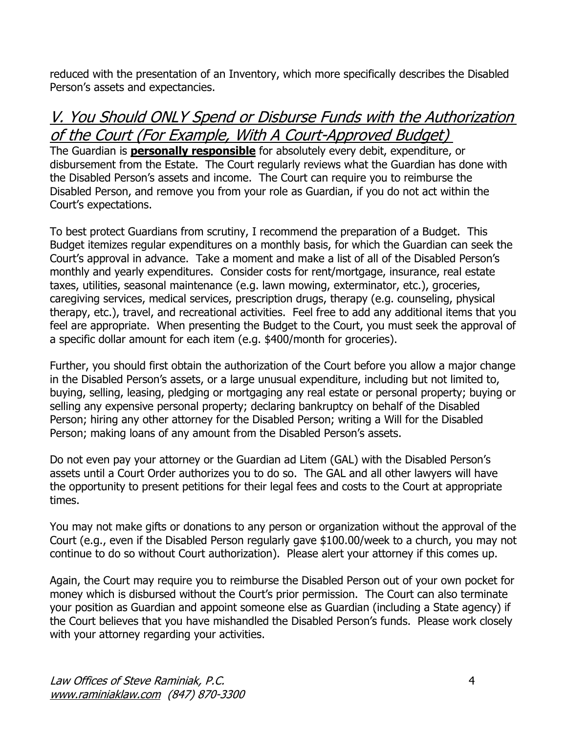reduced with the presentation of an Inventory, which more specifically describes the Disabled Person's assets and expectancies.

## *V. You Should ONLY Spend or Disburse Funds with the Authorization of the Court (For Example, With A Court-Approved Budget)*

The Guardian is **personally responsible** for absolutely every debit, expenditure, or disbursement from the Estate. The Court regularly reviews what the Guardian has done with the Disabled Person's assets and income. The Court can require you to reimburse the Disabled Person, and remove you from your role as Guardian, if you do not act within the Court's expectations.

To best protect Guardians from scrutiny, I recommend the preparation of a Budget. This Budget itemizes regular expenditures on a monthly basis, for which the Guardian can seek the Court's approval in advance. Take a moment and make a list of all of the Disabled Person's monthly and yearly expenditures. Consider costs for rent/mortgage, insurance, real estate taxes, utilities, seasonal maintenance (e.g. lawn mowing, exterminator, etc.), groceries, caregiving services, medical services, prescription drugs, therapy (e.g. counseling, physical therapy, etc.), travel, and recreational activities. Feel free to add any additional items that you feel are appropriate. When presenting the Budget to the Court, you must seek the approval of a specific dollar amount for each item (e.g. $400/month for groceries).

Further, you should first obtain the authorization of the Court before you allow a major change in the Disabled Person's assets, or a large unusual expenditure, including but not limited to, buying, selling, leasing, pledging or mortgaging any real estate or personal property; buying or selling any expensive personal property; declaring bankruptcy on behalf of the Disabled Person; hiring any other attorney for the Disabled Person; writing a Will for the Disabled Person; making loans of any amount from the Disabled Person's assets.

Do not even pay your attorney or the Guardian ad Litem (GAL) with the Disabled Person's assets until a Court Order authorizes you to do so. The GAL and all other lawyers will have the opportunity to present petitions for their legal fees and costs to the Court at appropriate times.

You may not make gifts or donations to any person or organization without the approval of the Court (e.g., even if the Disabled Person regularly gave $100.00/week to a church, you may not continue to do so without Court authorization). Please alert your attorney if this comes up.

Again, the Court may require you to reimburse the Disabled Person out of your own pocket for money which is disbursed without the Court's prior permission. The Court can also terminate your position as Guardian and appoint someone else as Guardian (including a State agency) if the Court believes that you have mishandled the Disabled Person's funds. Please work closely with your attorney regarding your activities.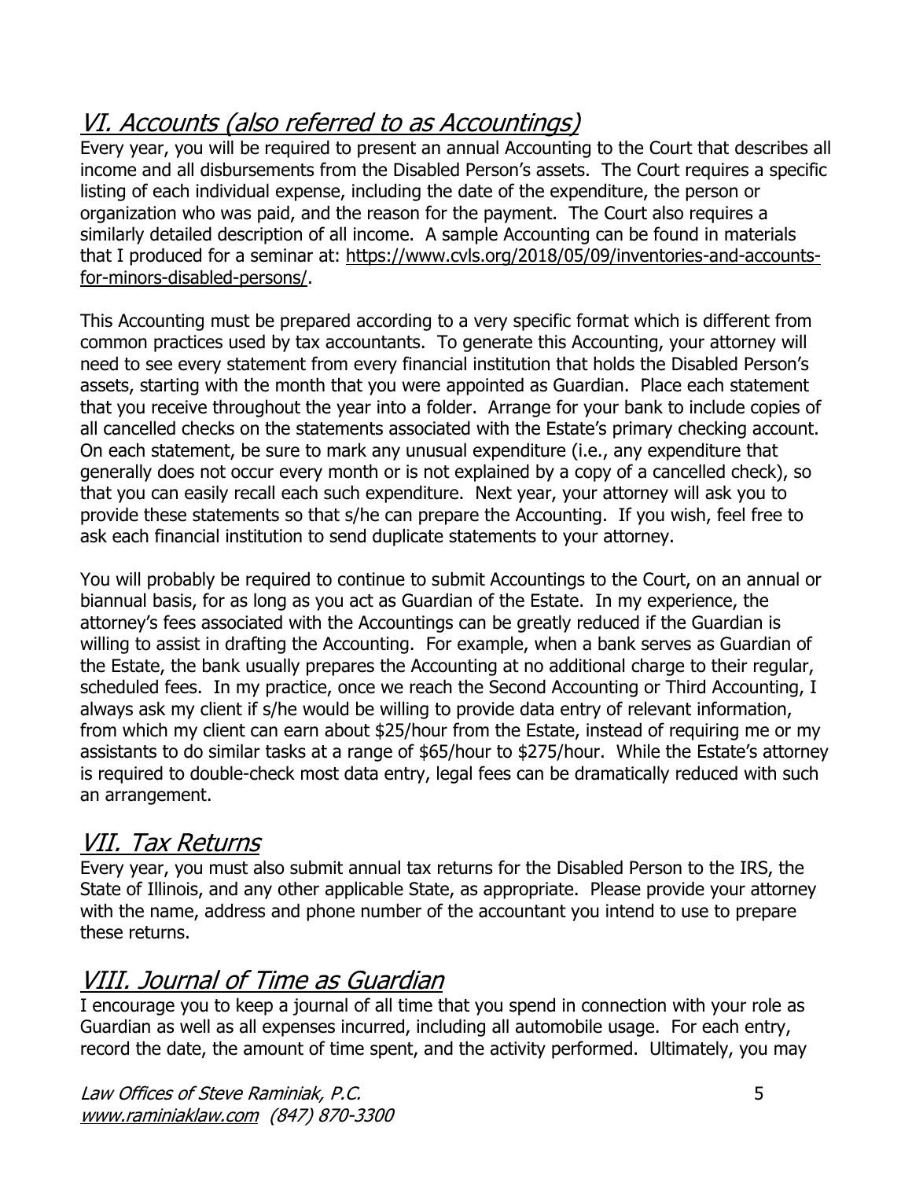## *VI. Accounts (also referred to as Accountings)*

Every year, you will be required to present an annual Accounting to the Court that describes all income and all disbursements from the Disabled Person's assets. The Court requires a specific listing of each individual expense, including the date of the expenditure, the person or organization who was paid, and the reason for the payment. The Court also requires a similarly detailed description of all income. A sample Accounting can be found in materials that I produced for a seminar at: https://www.cvls.org/2018/05/09/inventories-and-accounts-for-minors-disabled-persons/.

This Accounting must be prepared according to a very specific format which is different from common practices used by tax accountants. To generate this Accounting, your attorney will need to see every statement from every financial institution that holds the Disabled Person's assets, starting with the month that you were appointed as Guardian. Place each statement that you receive throughout the year into a folder. Arrange for your bank to include copies of all cancelled checks on the statements associated with the Estate's primary checking account. On each statement, be sure to mark any unusual expenditure (i.e., any expenditure that generally does not occur every month or is not explained by a copy of a cancelled check), so that you can easily recall each such expenditure. Next year, your attorney will ask you to provide these statements so that s/he can prepare the Accounting. If you wish, feel free to ask each financial institution to send duplicate statements to your attorney.

You will probably be required to continue to submit Accountings to the Court, on an annual or biannual basis, for as long as you act as Guardian of the Estate. In my experience, the attorney's fees associated with the Accountings can be greatly reduced if the Guardian is willing to assist in drafting the Accounting. For example, when a bank serves as Guardian of the Estate, the bank usually prepares the Accounting at no additional charge to their regular, scheduled fees. In my practice, once we reach the Second Accounting or Third Accounting, I always ask my client if s/he would be willing to provide data entry of relevant information, from which my client can earn about $25/hour from the Estate, instead of requiring me or my assistants to do similar tasks at a range of $65/hour to $275/hour. While the Estate's attorney is required to double-check most data entry, legal fees can be dramatically reduced with such an arrangement.

## *VII. Tax Returns*

Every year, you must also submit annual tax returns for the Disabled Person to the IRS, the State of Illinois, and any other applicable State, as appropriate. Please provide your attorney with the name, address and phone number of the accountant you intend to use to prepare these returns.

## *VIII. Journal of Time as Guardian*

I encourage you to keep a journal of all time that you spend in connection with your role as Guardian as well as all expenses incurred, including all automobile usage. For each entry, record the date, the amount of time spent, and the activity performed. Ultimately, you may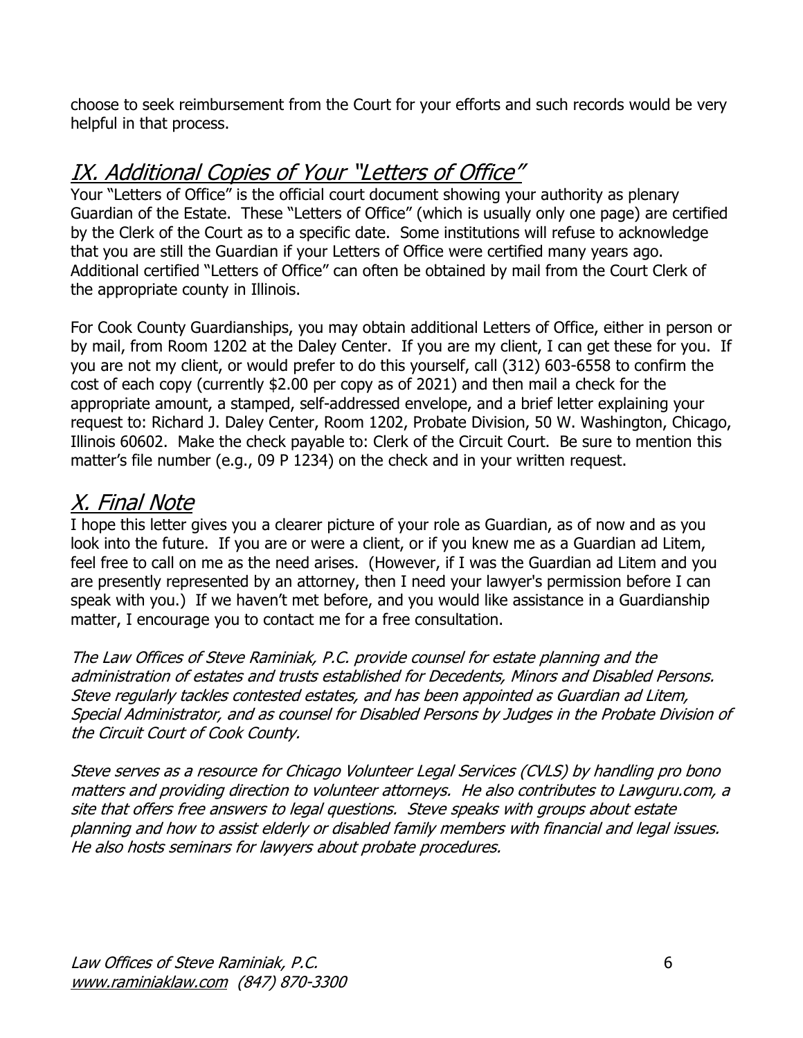choose to seek reimbursement from the Court for your efforts and such records would be very helpful in that process.

## *IX. Additional Copies of Your "Letters of Office"*

Your "Letters of Office" is the official court document showing your authority as plenary Guardian of the Estate. These "Letters of Office" (which is usually only one page) are certified by the Clerk of the Court as to a specific date. Some institutions will refuse to acknowledge that you are still the Guardian if your Letters of Office were certified many years ago. Additional certified "Letters of Office" can often be obtained by mail from the Court Clerk of the appropriate county in Illinois.

For Cook County Guardianships, you may obtain additional Letters of Office, either in person or by mail, from Room 1202 at the Daley Center. If you are my client, I can get these for you. If you are not my client, or would prefer to do this yourself, call (312) 603-6558 to confirm the cost of each copy (currently $2.00 per copy as of 2021) and then mail a check for the appropriate amount, a stamped, self-addressed envelope, and a brief letter explaining your request to: Richard J. Daley Center, Room 1202, Probate Division, 50 W. Washington, Chicago, Illinois 60602. Make the check payable to: Clerk of the Circuit Court. Be sure to mention this matter's file number (e.g., 09 P 1234) on the check and in your written request.

## *X. Final Note*

I hope this letter gives you a clearer picture of your role as Guardian, as of now and as you look into the future. If you are or were a client, or if you knew me as a Guardian ad Litem, feel free to call on me as the need arises. (However, if I was the Guardian ad Litem and you are presently represented by an attorney, then I need your lawyer's permission before I can speak with you.) If we haven't met before, and you would like assistance in a Guardianship matter, I encourage you to contact me for a free consultation.

*The Law Offices of Steve Raminiak, P.C. provide counsel for estate planning and the administration of estates and trusts established for Decedents, Minors and Disabled Persons. Steve regularly tackles contested estates, and has been appointed as Guardian ad Litem, Special Administrator, and as counsel for Disabled Persons by Judges in the Probate Division of the Circuit Court of Cook County.*

*Steve serves as a resource for Chicago Volunteer Legal Services (CVLS) by handling pro bono matters and providing direction to volunteer attorneys. He also contributes to Lawguru.com, a site that offers free answers to legal questions. Steve speaks with groups about estate planning and how to assist elderly or disabled family members with financial and legal issues. He also hosts seminars for lawyers about probate procedures.*